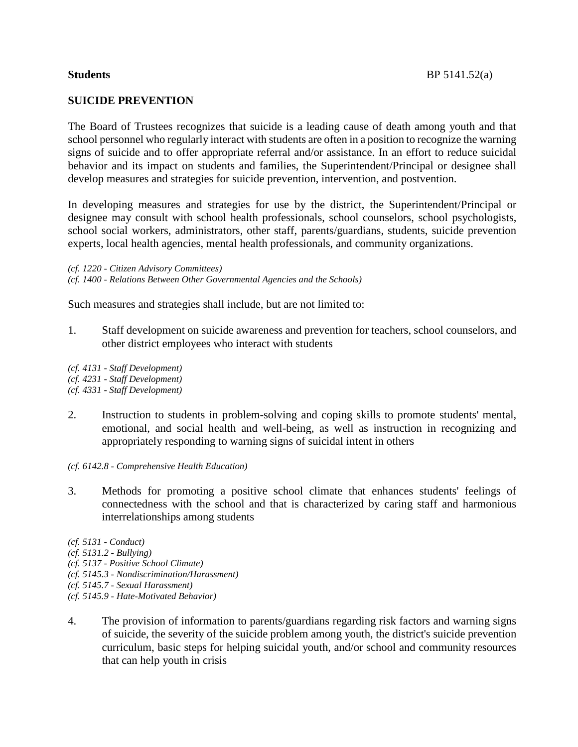**Students** BP 5141.52(a)

**SUICIDE PREVENTION**

The Board of Trustees recognizes that suicide is a leading cause of death among youth and that school personnel who regularly interact with students are often in a position to recognize the warning signs of suicide and to offer appropriate referral and/or assistance. In an effort to reduce suicidal behavior and its impact on students and families, the Superintendent/Principal or designee shall develop measures and strategies for suicide prevention, intervention, and postvention.

In developing measures and strategies for use by the district, the Superintendent/Principal or designee may consult with school health professionals, school counselors, school psychologists, school social workers, administrators, other staff, parents/guardians, students, suicide prevention experts, local health agencies, mental health professionals, and community organizations.

*(cf. 1220 - Citizen Advisory Committees)*
*(cf. 1400 - Relations Between Other Governmental Agencies and the Schools)*

Such measures and strategies shall include, but are not limited to:

1. Staff development on suicide awareness and prevention for teachers, school counselors, and other district employees who interact with students

*(cf. 4131 - Staff Development)*
*(cf. 4231 - Staff Development)*
*(cf. 4331 - Staff Development)*

2. Instruction to students in problem-solving and coping skills to promote students' mental, emotional, and social health and well-being, as well as instruction in recognizing and appropriately responding to warning signs of suicidal intent in others

*(cf. 6142.8 - Comprehensive Health Education)*

3. Methods for promoting a positive school climate that enhances students' feelings of connectedness with the school and that is characterized by caring staff and harmonious interrelationships among students

*(cf. 5131 - Conduct)*
*(cf. 5131.2 - Bullying)*
*(cf. 5137 - Positive School Climate)*
*(cf. 5145.3 - Nondiscrimination/Harassment)*
*(cf. 5145.7 - Sexual Harassment)*
*(cf. 5145.9 - Hate-Motivated Behavior)*

4. The provision of information to parents/guardians regarding risk factors and warning signs of suicide, the severity of the suicide problem among youth, the district's suicide prevention curriculum, basic steps for helping suicidal youth, and/or school and community resources that can help youth in crisis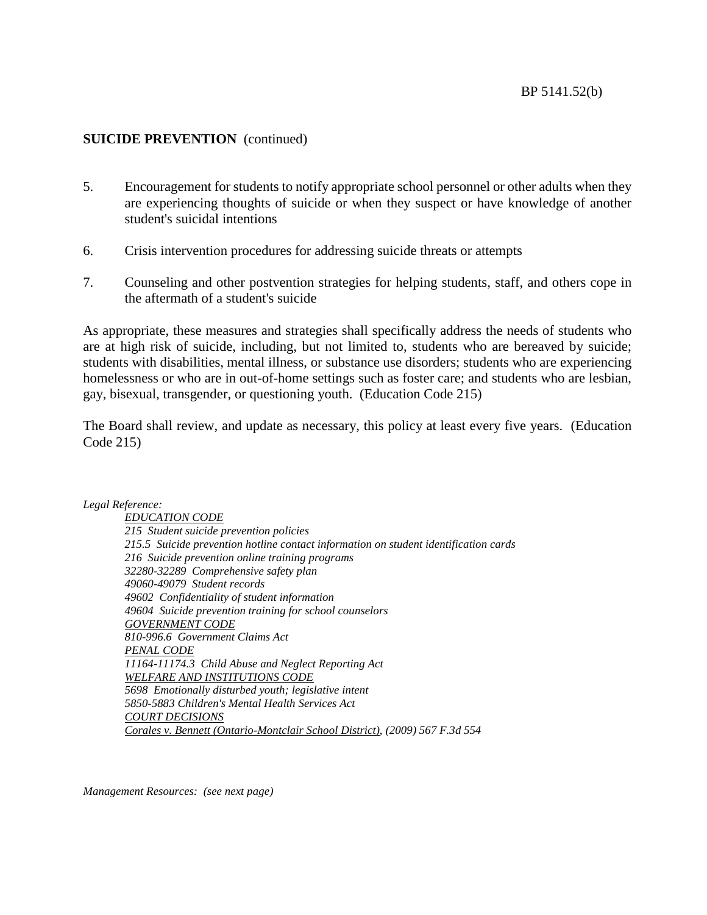## SUICIDE PREVENTION (continued)

5. Encouragement for students to notify appropriate school personnel or other adults when they are experiencing thoughts of suicide or when they suspect or have knowledge of another student's suicidal intentions

6. Crisis intervention procedures for addressing suicide threats or attempts

7. Counseling and other postvention strategies for helping students, staff, and others cope in the aftermath of a student's suicide

As appropriate, these measures and strategies shall specifically address the needs of students who are at high risk of suicide, including, but not limited to, students who are bereaved by suicide; students with disabilities, mental illness, or substance use disorders; students who are experiencing homelessness or who are in out-of-home settings such as foster care; and students who are lesbian, gay, bisexual, transgender, or questioning youth. (Education Code 215)

The Board shall review, and update as necessary, this policy at least every five years. (Education Code 215)

*Legal Reference:*

*EDUCATION CODE*
*215 Student suicide prevention policies*
*215.5 Suicide prevention hotline contact information on student identification cards*
*216 Suicide prevention online training programs*
*32280-32289 Comprehensive safety plan*
*49060-49079 Student records*
*49602 Confidentiality of student information*
*49604 Suicide prevention training for school counselors*
*GOVERNMENT CODE*
*810-996.6 Government Claims Act*
*PENAL CODE*
*11164-11174.3 Child Abuse and Neglect Reporting Act*
*WELFARE AND INSTITUTIONS CODE*
*5698 Emotionally disturbed youth; legislative intent*
*5850-5883 Children's Mental Health Services Act*
*COURT DECISIONS*
*Corales v. Bennett (Ontario-Montclair School District), (2009) 567 F.3d 554*

*Management Resources: (see next page)*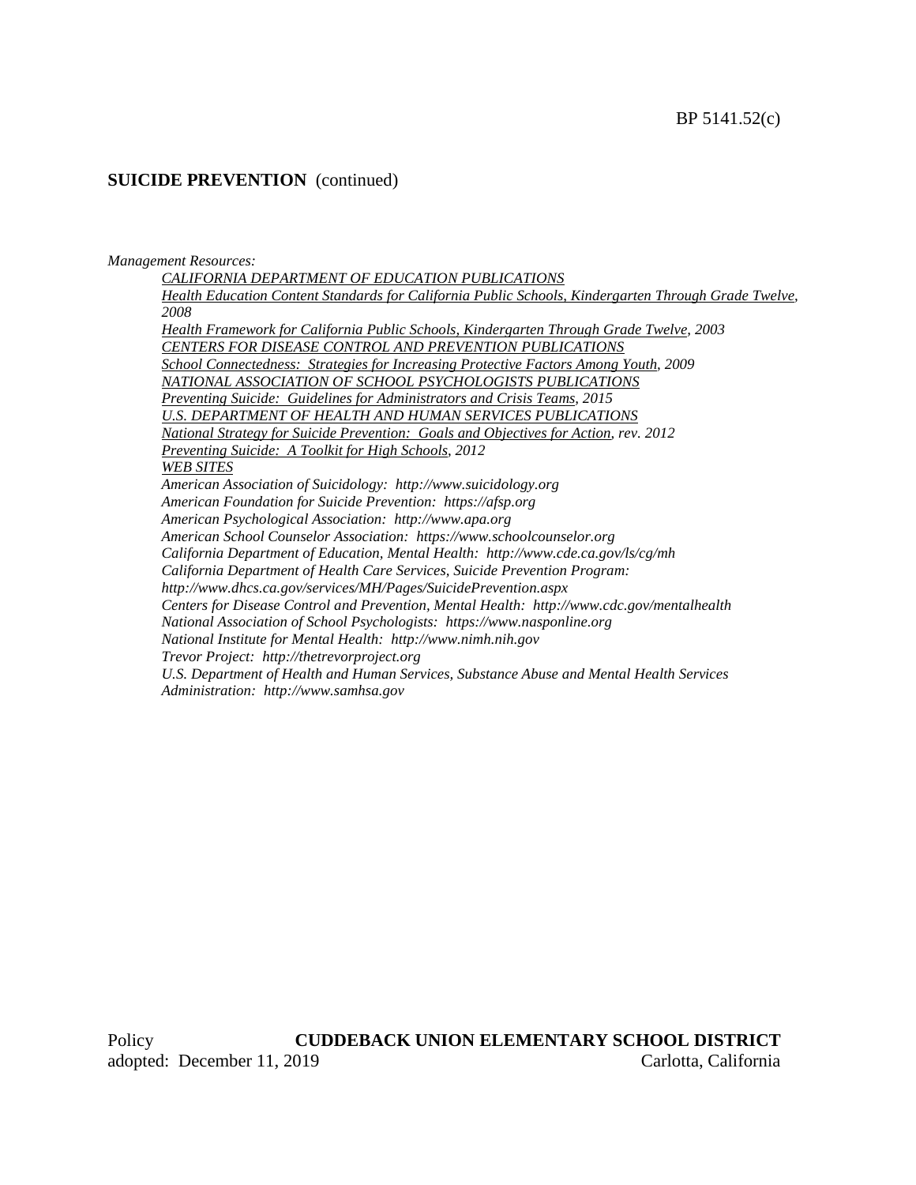BP 5141.52(c)

**SUICIDE PREVENTION** (continued)

*Management Resources:*

*CALIFORNIA DEPARTMENT OF EDUCATION PUBLICATIONS*

*Health Education Content Standards for California Public Schools, Kindergarten Through Grade Twelve, 2008*

*Health Framework for California Public Schools, Kindergarten Through Grade Twelve, 2003*

*CENTERS FOR DISEASE CONTROL AND PREVENTION PUBLICATIONS*

*School Connectedness: Strategies for Increasing Protective Factors Among Youth, 2009*

*NATIONAL ASSOCIATION OF SCHOOL PSYCHOLOGISTS PUBLICATIONS*

*Preventing Suicide: Guidelines for Administrators and Crisis Teams, 2015*

*U.S. DEPARTMENT OF HEALTH AND HUMAN SERVICES PUBLICATIONS*

*National Strategy for Suicide Prevention: Goals and Objectives for Action, rev. 2012*

*Preventing Suicide: A Toolkit for High Schools, 2012*

*WEB SITES*

*American Association of Suicidology: http://www.suicidology.org*

*American Foundation for Suicide Prevention: https://afsp.org*

*American Psychological Association: http://www.apa.org*

*American School Counselor Association: https://www.schoolcounselor.org*

*California Department of Education, Mental Health: http://www.cde.ca.gov/ls/cg/mh*

*California Department of Health Care Services, Suicide Prevention Program: http://www.dhcs.ca.gov/services/MH/Pages/SuicidePrevention.aspx*

*Centers for Disease Control and Prevention, Mental Health: http://www.cdc.gov/mentalhealth*

*National Association of School Psychologists: https://www.nasponline.org*

*National Institute for Mental Health: http://www.nimh.nih.gov*

*Trevor Project: http://thetrevorproject.org*

*U.S. Department of Health and Human Services, Substance Abuse and Mental Health Services Administration: http://www.samhsa.gov*

Policy **CUDDEBACK UNION ELEMENTARY SCHOOL DISTRICT**
adopted: December 11, 2019 Carlotta, California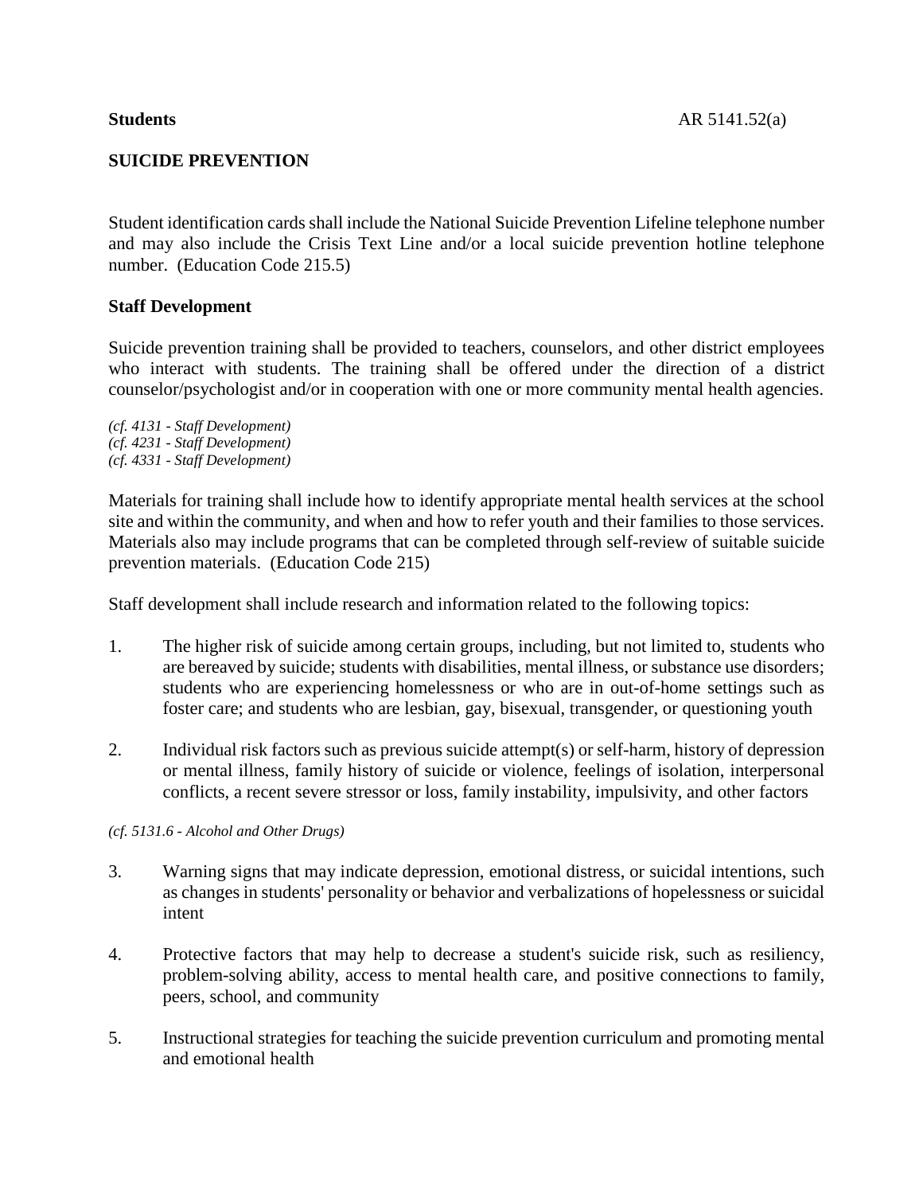**Students** AR 5141.52(a)

## SUICIDE PREVENTION

Student identification cards shall include the National Suicide Prevention Lifeline telephone number and may also include the Crisis Text Line and/or a local suicide prevention hotline telephone number. (Education Code 215.5)

### Staff Development

Suicide prevention training shall be provided to teachers, counselors, and other district employees who interact with students. The training shall be offered under the direction of a district counselor/psychologist and/or in cooperation with one or more community mental health agencies.

*(cf. 4131 - Staff Development)*
*(cf. 4231 - Staff Development)*
*(cf. 4331 - Staff Development)*

Materials for training shall include how to identify appropriate mental health services at the school site and within the community, and when and how to refer youth and their families to those services. Materials also may include programs that can be completed through self-review of suitable suicide prevention materials. (Education Code 215)

Staff development shall include research and information related to the following topics:

1. The higher risk of suicide among certain groups, including, but not limited to, students who are bereaved by suicide; students with disabilities, mental illness, or substance use disorders; students who are experiencing homelessness or who are in out-of-home settings such as foster care; and students who are lesbian, gay, bisexual, transgender, or questioning youth

2. Individual risk factors such as previous suicide attempt(s) or self-harm, history of depression or mental illness, family history of suicide or violence, feelings of isolation, interpersonal conflicts, a recent severe stressor or loss, family instability, impulsivity, and other factors

*(cf. 5131.6 - Alcohol and Other Drugs)*

3. Warning signs that may indicate depression, emotional distress, or suicidal intentions, such as changes in students' personality or behavior and verbalizations of hopelessness or suicidal intent

4. Protective factors that may help to decrease a student's suicide risk, such as resiliency, problem-solving ability, access to mental health care, and positive connections to family, peers, school, and community

5. Instructional strategies for teaching the suicide prevention curriculum and promoting mental and emotional health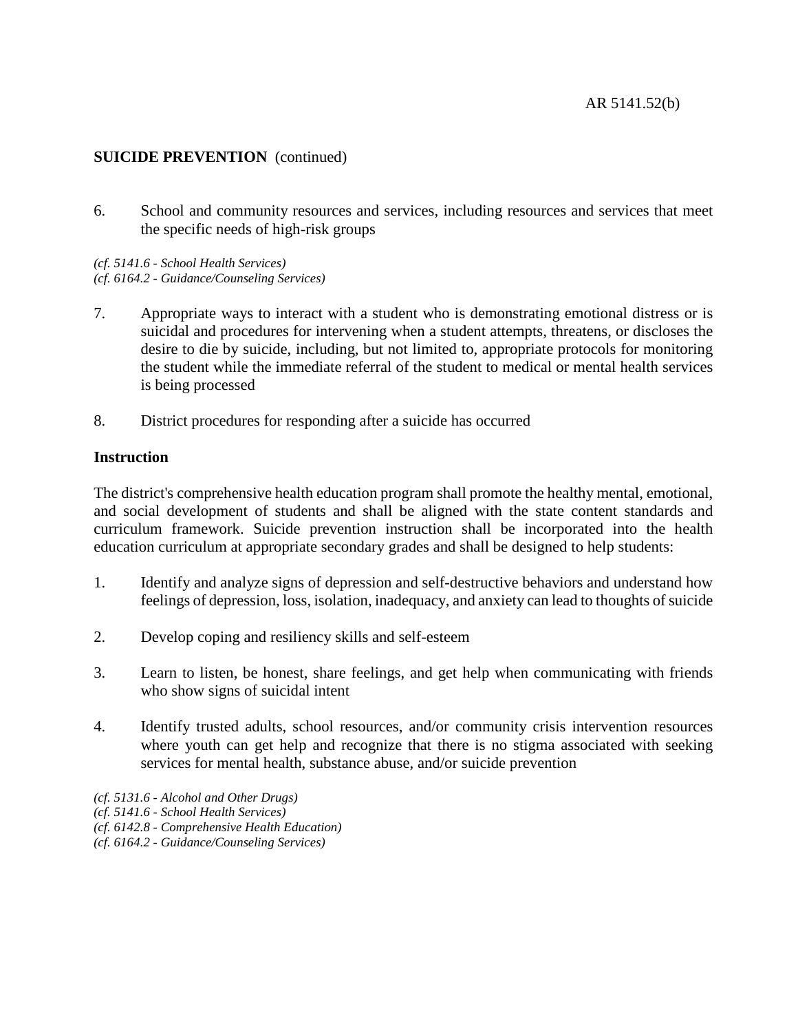**SUICIDE PREVENTION** (continued)

6. School and community resources and services, including resources and services that meet the specific needs of high-risk groups

*(cf. 5141.6 - School Health Services)*
*(cf. 6164.2 - Guidance/Counseling Services)*

7. Appropriate ways to interact with a student who is demonstrating emotional distress or is suicidal and procedures for intervening when a student attempts, threatens, or discloses the desire to die by suicide, including, but not limited to, appropriate protocols for monitoring the student while the immediate referral of the student to medical or mental health services is being processed

8. District procedures for responding after a suicide has occurred

**Instruction**

The district's comprehensive health education program shall promote the healthy mental, emotional, and social development of students and shall be aligned with the state content standards and curriculum framework. Suicide prevention instruction shall be incorporated into the health education curriculum at appropriate secondary grades and shall be designed to help students:

1. Identify and analyze signs of depression and self-destructive behaviors and understand how feelings of depression, loss, isolation, inadequacy, and anxiety can lead to thoughts of suicide

2. Develop coping and resiliency skills and self-esteem

3. Learn to listen, be honest, share feelings, and get help when communicating with friends who show signs of suicidal intent

4. Identify trusted adults, school resources, and/or community crisis intervention resources where youth can get help and recognize that there is no stigma associated with seeking services for mental health, substance abuse, and/or suicide prevention

*(cf. 5131.6 - Alcohol and Other Drugs)*
*(cf. 5141.6 - School Health Services)*
*(cf. 6142.8 - Comprehensive Health Education)*
*(cf. 6164.2 - Guidance/Counseling Services)*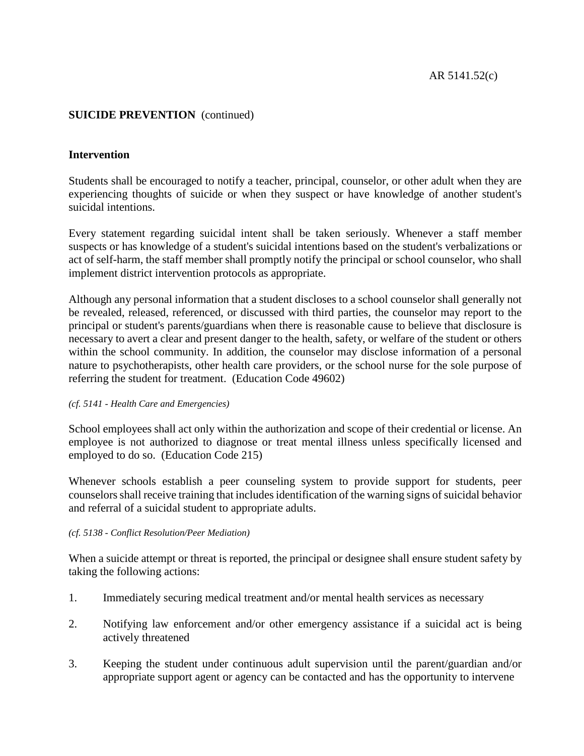**SUICIDE PREVENTION** (continued)

**Intervention**

Students shall be encouraged to notify a teacher, principal, counselor, or other adult when they are experiencing thoughts of suicide or when they suspect or have knowledge of another student's suicidal intentions.

Every statement regarding suicidal intent shall be taken seriously. Whenever a staff member suspects or has knowledge of a student's suicidal intentions based on the student's verbalizations or act of self-harm, the staff member shall promptly notify the principal or school counselor, who shall implement district intervention protocols as appropriate.

Although any personal information that a student discloses to a school counselor shall generally not be revealed, released, referenced, or discussed with third parties, the counselor may report to the principal or student's parents/guardians when there is reasonable cause to believe that disclosure is necessary to avert a clear and present danger to the health, safety, or welfare of the student or others within the school community. In addition, the counselor may disclose information of a personal nature to psychotherapists, other health care providers, or the school nurse for the sole purpose of referring the student for treatment. (Education Code 49602)

*(cf. 5141 - Health Care and Emergencies)*

School employees shall act only within the authorization and scope of their credential or license. An employee is not authorized to diagnose or treat mental illness unless specifically licensed and employed to do so. (Education Code 215)

Whenever schools establish a peer counseling system to provide support for students, peer counselors shall receive training that includes identification of the warning signs of suicidal behavior and referral of a suicidal student to appropriate adults.

*(cf. 5138 - Conflict Resolution/Peer Mediation)*

When a suicide attempt or threat is reported, the principal or designee shall ensure student safety by taking the following actions:

1. Immediately securing medical treatment and/or mental health services as necessary
2. Notifying law enforcement and/or other emergency assistance if a suicidal act is being actively threatened
3. Keeping the student under continuous adult supervision until the parent/guardian and/or appropriate support agent or agency can be contacted and has the opportunity to intervene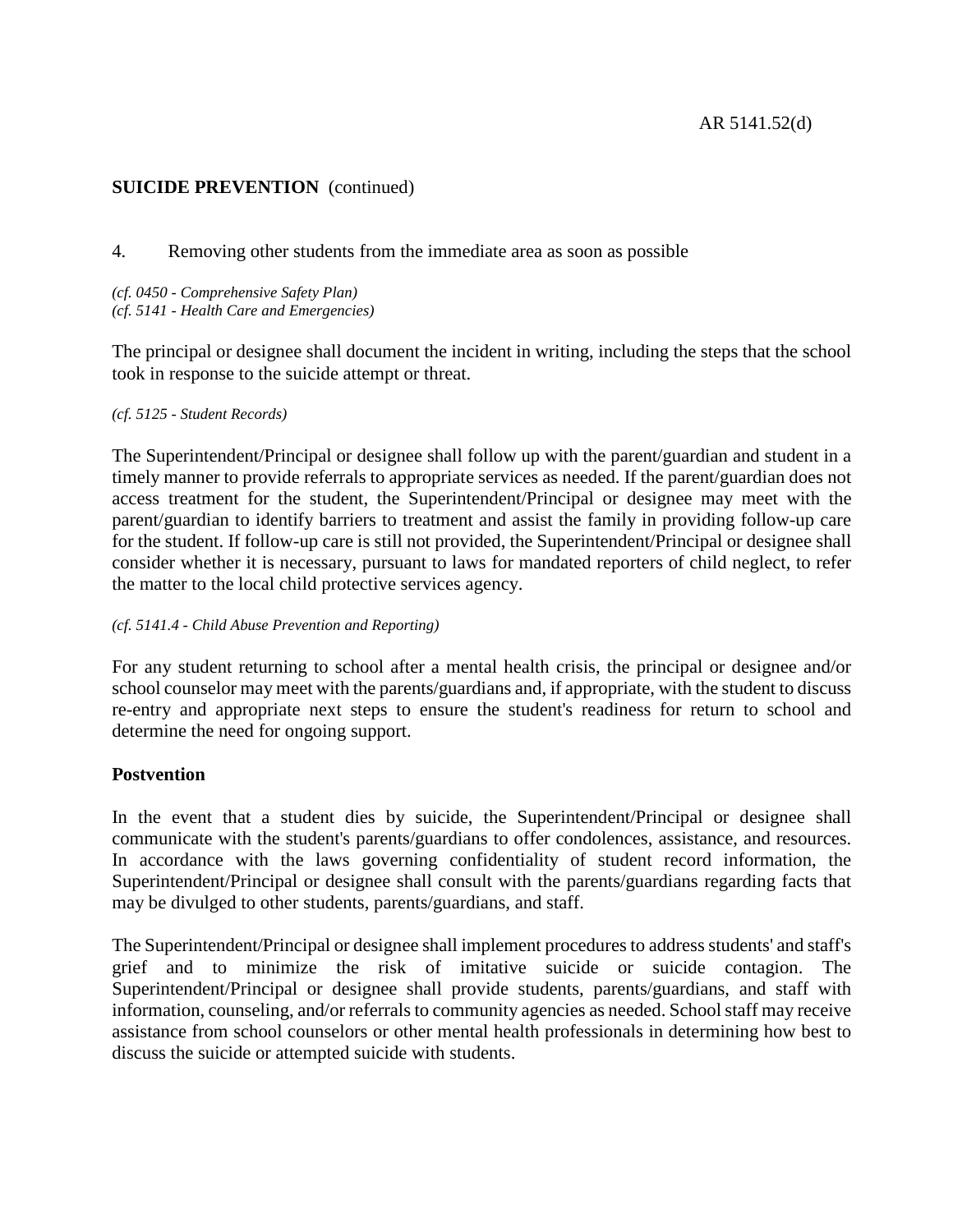## SUICIDE PREVENTION (continued)

4. Removing other students from the immediate area as soon as possible

*(cf. 0450 - Comprehensive Safety Plan)*
*(cf. 5141 - Health Care and Emergencies)*

The principal or designee shall document the incident in writing, including the steps that the school took in response to the suicide attempt or threat.

*(cf. 5125 - Student Records)*

The Superintendent/Principal or designee shall follow up with the parent/guardian and student in a timely manner to provide referrals to appropriate services as needed. If the parent/guardian does not access treatment for the student, the Superintendent/Principal or designee may meet with the parent/guardian to identify barriers to treatment and assist the family in providing follow-up care for the student. If follow-up care is still not provided, the Superintendent/Principal or designee shall consider whether it is necessary, pursuant to laws for mandated reporters of child neglect, to refer the matter to the local child protective services agency.

*(cf. 5141.4 - Child Abuse Prevention and Reporting)*

For any student returning to school after a mental health crisis, the principal or designee and/or school counselor may meet with the parents/guardians and, if appropriate, with the student to discuss re-entry and appropriate next steps to ensure the student's readiness for return to school and determine the need for ongoing support.

**Postvention**

In the event that a student dies by suicide, the Superintendent/Principal or designee shall communicate with the student's parents/guardians to offer condolences, assistance, and resources. In accordance with the laws governing confidentiality of student record information, the Superintendent/Principal or designee shall consult with the parents/guardians regarding facts that may be divulged to other students, parents/guardians, and staff.

The Superintendent/Principal or designee shall implement procedures to address students' and staff's grief and to minimize the risk of imitative suicide or suicide contagion. The Superintendent/Principal or designee shall provide students, parents/guardians, and staff with information, counseling, and/or referrals to community agencies as needed. School staff may receive assistance from school counselors or other mental health professionals in determining how best to discuss the suicide or attempted suicide with students.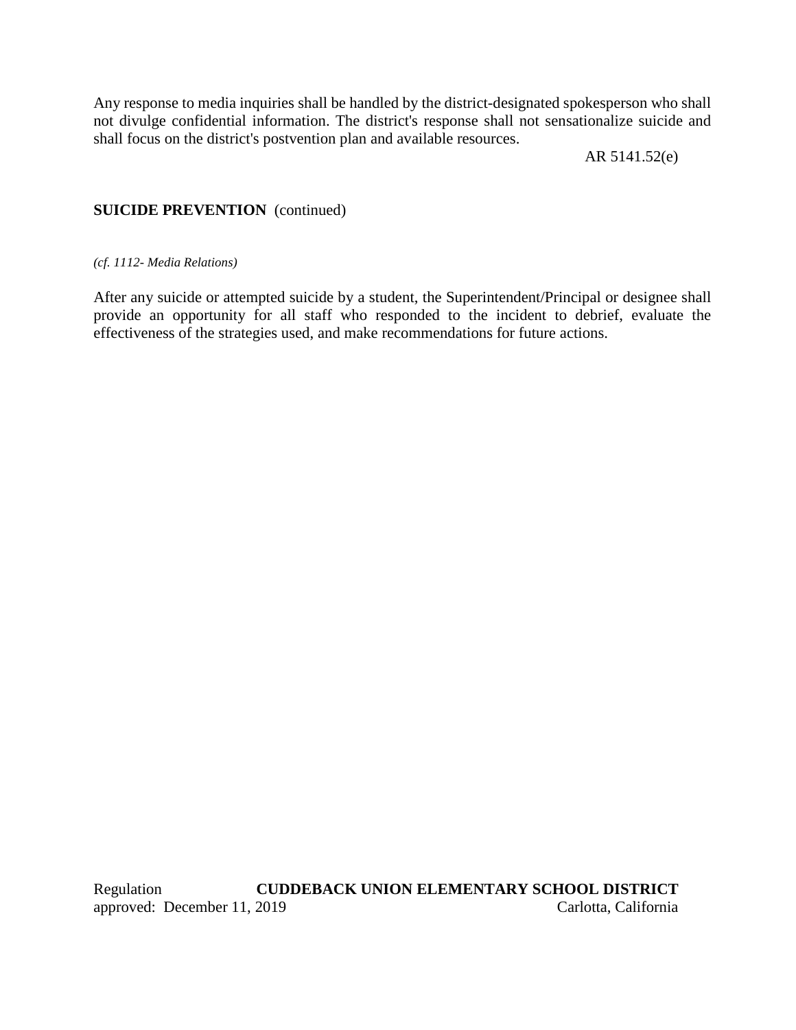Any response to media inquiries shall be handled by the district-designated spokesperson who shall not divulge confidential information. The district's response shall not sensationalize suicide and shall focus on the district's postvention plan and available resources.

*(cf. 1112- Media Relations)*

After any suicide or attempted suicide by a student, the Superintendent/Principal or designee shall provide an opportunity for all staff who responded to the incident to debrief, evaluate the effectiveness of the strategies used, and make recommendations for future actions.

Regulation **CUDDEBACK UNION ELEMENTARY SCHOOL DISTRICT**
approved: December 11, 2019 Carlotta, California